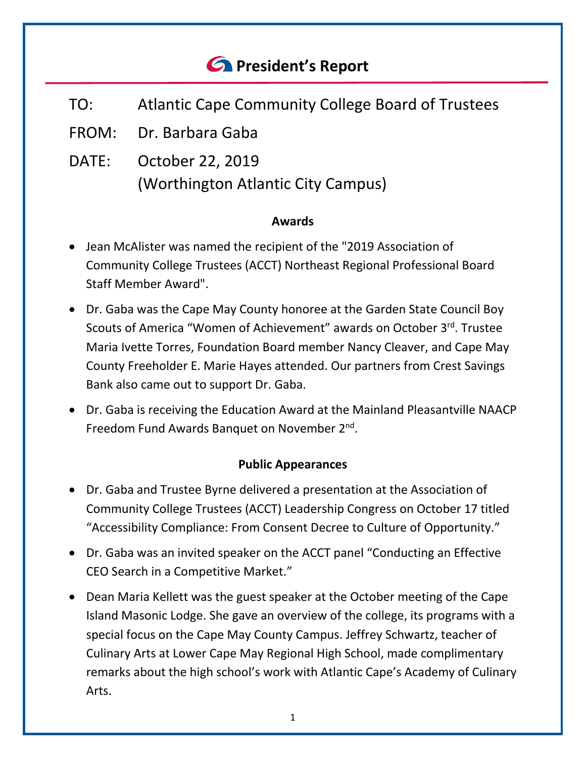# President's Report

TO: Atlantic Cape Community College Board of Trustees

FROM: Dr. Barbara Gaba

DATE: October 22, 2019
(Worthington Atlantic City Campus)

### Awards

- Jean McAlister was named the recipient of the "2019 Association of Community College Trustees (ACCT) Northeast Regional Professional Board Staff Member Award".
- Dr. Gaba was the Cape May County honoree at the Garden State Council Boy Scouts of America "Women of Achievement" awards on October 3rd. Trustee Maria Ivette Torres, Foundation Board member Nancy Cleaver, and Cape May County Freeholder E. Marie Hayes attended. Our partners from Crest Savings Bank also came out to support Dr. Gaba.
- Dr. Gaba is receiving the Education Award at the Mainland Pleasantville NAACP Freedom Fund Awards Banquet on November 2nd.

### Public Appearances

- Dr. Gaba and Trustee Byrne delivered a presentation at the Association of Community College Trustees (ACCT) Leadership Congress on October 17 titled "Accessibility Compliance: From Consent Decree to Culture of Opportunity."
- Dr. Gaba was an invited speaker on the ACCT panel "Conducting an Effective CEO Search in a Competitive Market."
- Dean Maria Kellett was the guest speaker at the October meeting of the Cape Island Masonic Lodge. She gave an overview of the college, its programs with a special focus on the Cape May County Campus. Jeffrey Schwartz, teacher of Culinary Arts at Lower Cape May Regional High School, made complimentary remarks about the high school's work with Atlantic Cape's Academy of Culinary Arts.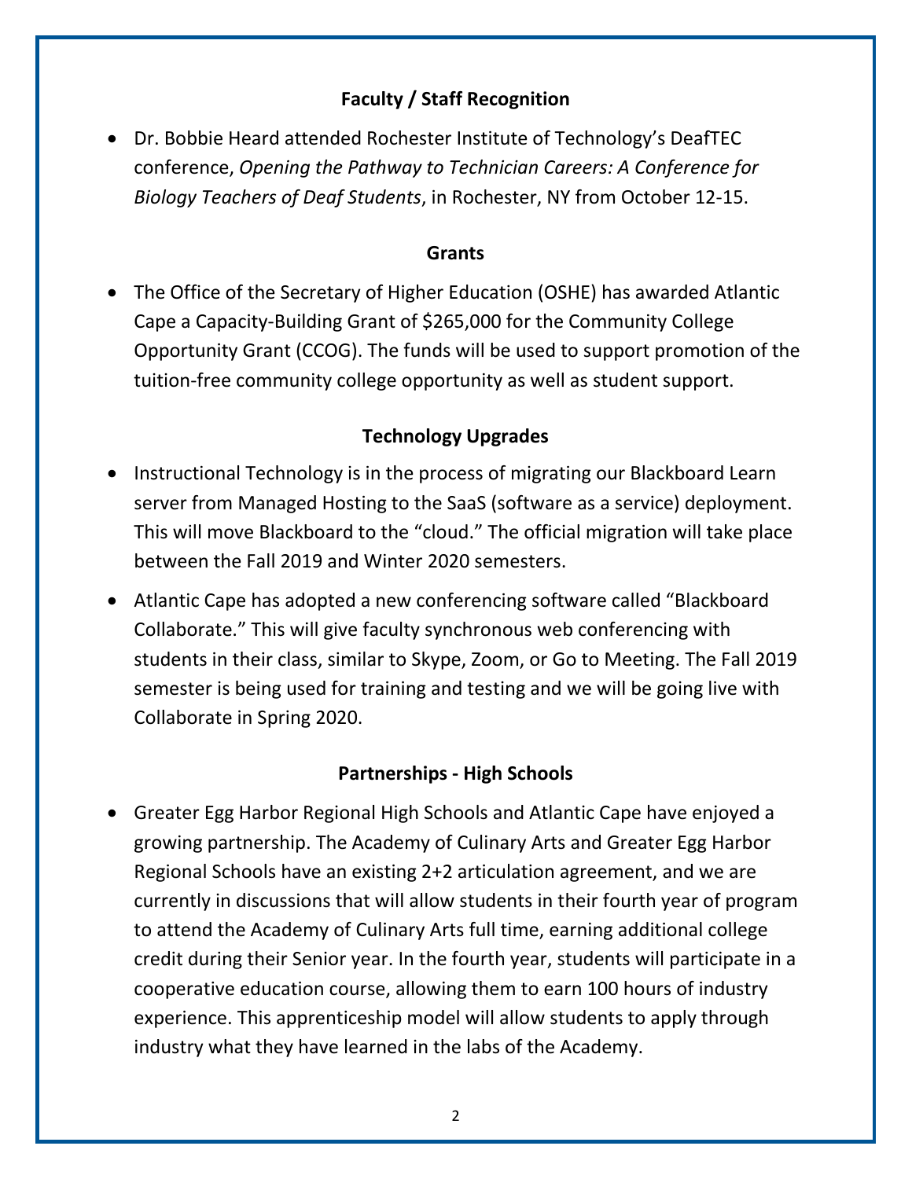## Faculty / Staff Recognition

- Dr. Bobbie Heard attended Rochester Institute of Technology's DeafTEC conference, *Opening the Pathway to Technician Careers: A Conference for Biology Teachers of Deaf Students*, in Rochester, NY from October 12-15.

## Grants

- The Office of the Secretary of Higher Education (OSHE) has awarded Atlantic Cape a Capacity-Building Grant of $265,000 for the Community College Opportunity Grant (CCOG). The funds will be used to support promotion of the tuition-free community college opportunity as well as student support.

## Technology Upgrades

- Instructional Technology is in the process of migrating our Blackboard Learn server from Managed Hosting to the SaaS (software as a service) deployment. This will move Blackboard to the "cloud." The official migration will take place between the Fall 2019 and Winter 2020 semesters.
- Atlantic Cape has adopted a new conferencing software called "Blackboard Collaborate." This will give faculty synchronous web conferencing with students in their class, similar to Skype, Zoom, or Go to Meeting. The Fall 2019 semester is being used for training and testing and we will be going live with Collaborate in Spring 2020.

## Partnerships - High Schools

- Greater Egg Harbor Regional High Schools and Atlantic Cape have enjoyed a growing partnership. The Academy of Culinary Arts and Greater Egg Harbor Regional Schools have an existing 2+2 articulation agreement, and we are currently in discussions that will allow students in their fourth year of program to attend the Academy of Culinary Arts full time, earning additional college credit during their Senior year. In the fourth year, students will participate in a cooperative education course, allowing them to earn 100 hours of industry experience. This apprenticeship model will allow students to apply through industry what they have learned in the labs of the Academy.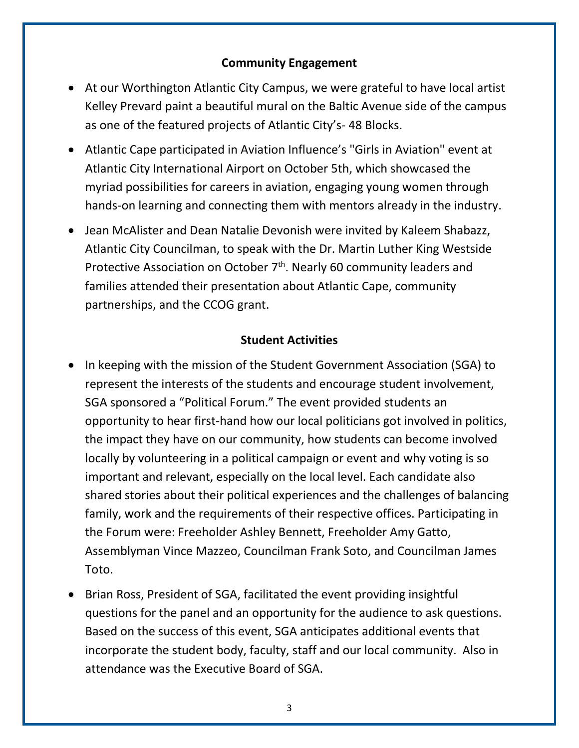## Community Engagement

- At our Worthington Atlantic City Campus, we were grateful to have local artist Kelley Prevard paint a beautiful mural on the Baltic Avenue side of the campus as one of the featured projects of Atlantic City's- 48 Blocks.
- Atlantic Cape participated in Aviation Influence's "Girls in Aviation" event at Atlantic City International Airport on October 5th, which showcased the myriad possibilities for careers in aviation, engaging young women through hands-on learning and connecting them with mentors already in the industry.
- Jean McAlister and Dean Natalie Devonish were invited by Kaleem Shabazz, Atlantic City Councilman, to speak with the Dr. Martin Luther King Westside Protective Association on October 7th. Nearly 60 community leaders and families attended their presentation about Atlantic Cape, community partnerships, and the CCOG grant.

## Student Activities

- In keeping with the mission of the Student Government Association (SGA) to represent the interests of the students and encourage student involvement, SGA sponsored a "Political Forum." The event provided students an opportunity to hear first-hand how our local politicians got involved in politics, the impact they have on our community, how students can become involved locally by volunteering in a political campaign or event and why voting is so important and relevant, especially on the local level. Each candidate also shared stories about their political experiences and the challenges of balancing family, work and the requirements of their respective offices. Participating in the Forum were: Freeholder Ashley Bennett, Freeholder Amy Gatto, Assemblyman Vince Mazzeo, Councilman Frank Soto, and Councilman James Toto.
- Brian Ross, President of SGA, facilitated the event providing insightful questions for the panel and an opportunity for the audience to ask questions. Based on the success of this event, SGA anticipates additional events that incorporate the student body, faculty, staff and our local community. Also in attendance was the Executive Board of SGA.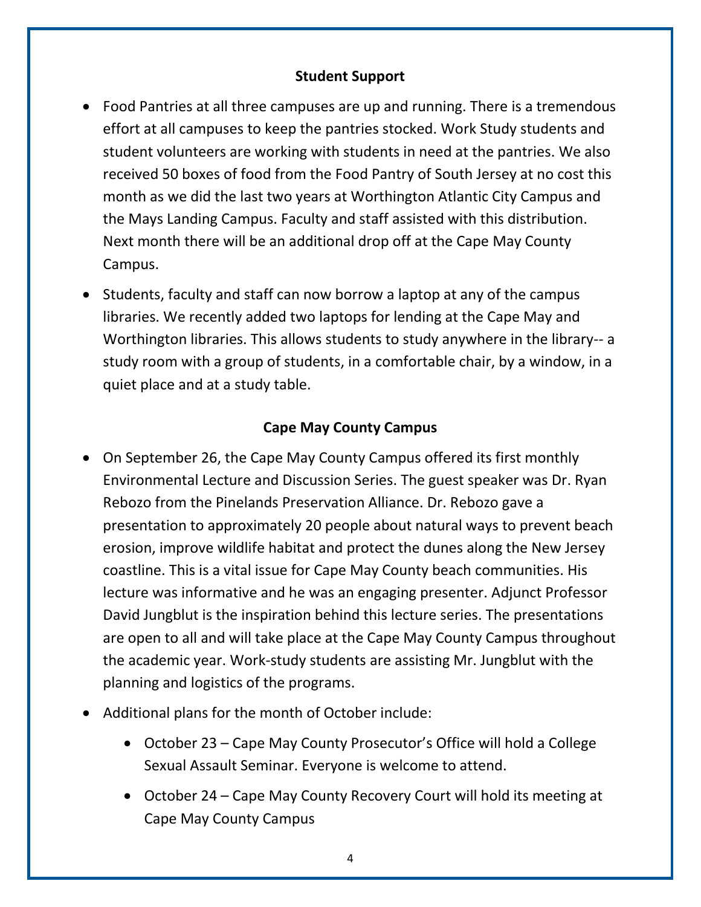## Student Support

- Food Pantries at all three campuses are up and running. There is a tremendous effort at all campuses to keep the pantries stocked. Work Study students and student volunteers are working with students in need at the pantries. We also received 50 boxes of food from the Food Pantry of South Jersey at no cost this month as we did the last two years at Worthington Atlantic City Campus and the Mays Landing Campus. Faculty and staff assisted with this distribution. Next month there will be an additional drop off at the Cape May County Campus.
- Students, faculty and staff can now borrow a laptop at any of the campus libraries. We recently added two laptops for lending at the Cape May and Worthington libraries. This allows students to study anywhere in the library-- a study room with a group of students, in a comfortable chair, by a window, in a quiet place and at a study table.

## Cape May County Campus

- On September 26, the Cape May County Campus offered its first monthly Environmental Lecture and Discussion Series. The guest speaker was Dr. Ryan Rebozo from the Pinelands Preservation Alliance. Dr. Rebozo gave a presentation to approximately 20 people about natural ways to prevent beach erosion, improve wildlife habitat and protect the dunes along the New Jersey coastline. This is a vital issue for Cape May County beach communities. His lecture was informative and he was an engaging presenter. Adjunct Professor David Jungblut is the inspiration behind this lecture series. The presentations are open to all and will take place at the Cape May County Campus throughout the academic year. Work-study students are assisting Mr. Jungblut with the planning and logistics of the programs.
- Additional plans for the month of October include:
  - October 23 – Cape May County Prosecutor's Office will hold a College Sexual Assault Seminar. Everyone is welcome to attend.
  - October 24 – Cape May County Recovery Court will hold its meeting at Cape May County Campus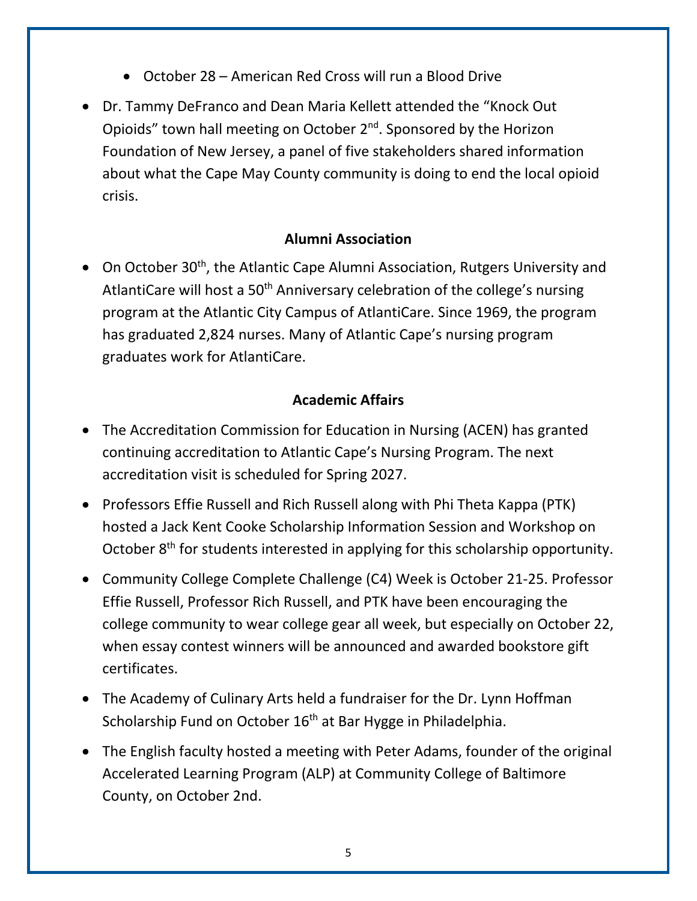- October 28 – American Red Cross will run a Blood Drive

- Dr. Tammy DeFranco and Dean Maria Kellett attended the "Knock Out Opioids" town hall meeting on October 2nd. Sponsored by the Horizon Foundation of New Jersey, a panel of five stakeholders shared information about what the Cape May County community is doing to end the local opioid crisis.

**Alumni Association**

- On October 30th, the Atlantic Cape Alumni Association, Rutgers University and AtlantiCare will host a 50th Anniversary celebration of the college's nursing program at the Atlantic City Campus of AtlantiCare. Since 1969, the program has graduated 2,824 nurses. Many of Atlantic Cape's nursing program graduates work for AtlantiCare.

**Academic Affairs**

- The Accreditation Commission for Education in Nursing (ACEN) has granted continuing accreditation to Atlantic Cape's Nursing Program. The next accreditation visit is scheduled for Spring 2027.
- Professors Effie Russell and Rich Russell along with Phi Theta Kappa (PTK) hosted a Jack Kent Cooke Scholarship Information Session and Workshop on October 8th for students interested in applying for this scholarship opportunity.
- Community College Complete Challenge (C4) Week is October 21-25. Professor Effie Russell, Professor Rich Russell, and PTK have been encouraging the college community to wear college gear all week, but especially on October 22, when essay contest winners will be announced and awarded bookstore gift certificates.
- The Academy of Culinary Arts held a fundraiser for the Dr. Lynn Hoffman Scholarship Fund on October 16th at Bar Hygge in Philadelphia.
- The English faculty hosted a meeting with Peter Adams, founder of the original Accelerated Learning Program (ALP) at Community College of Baltimore County, on October 2nd.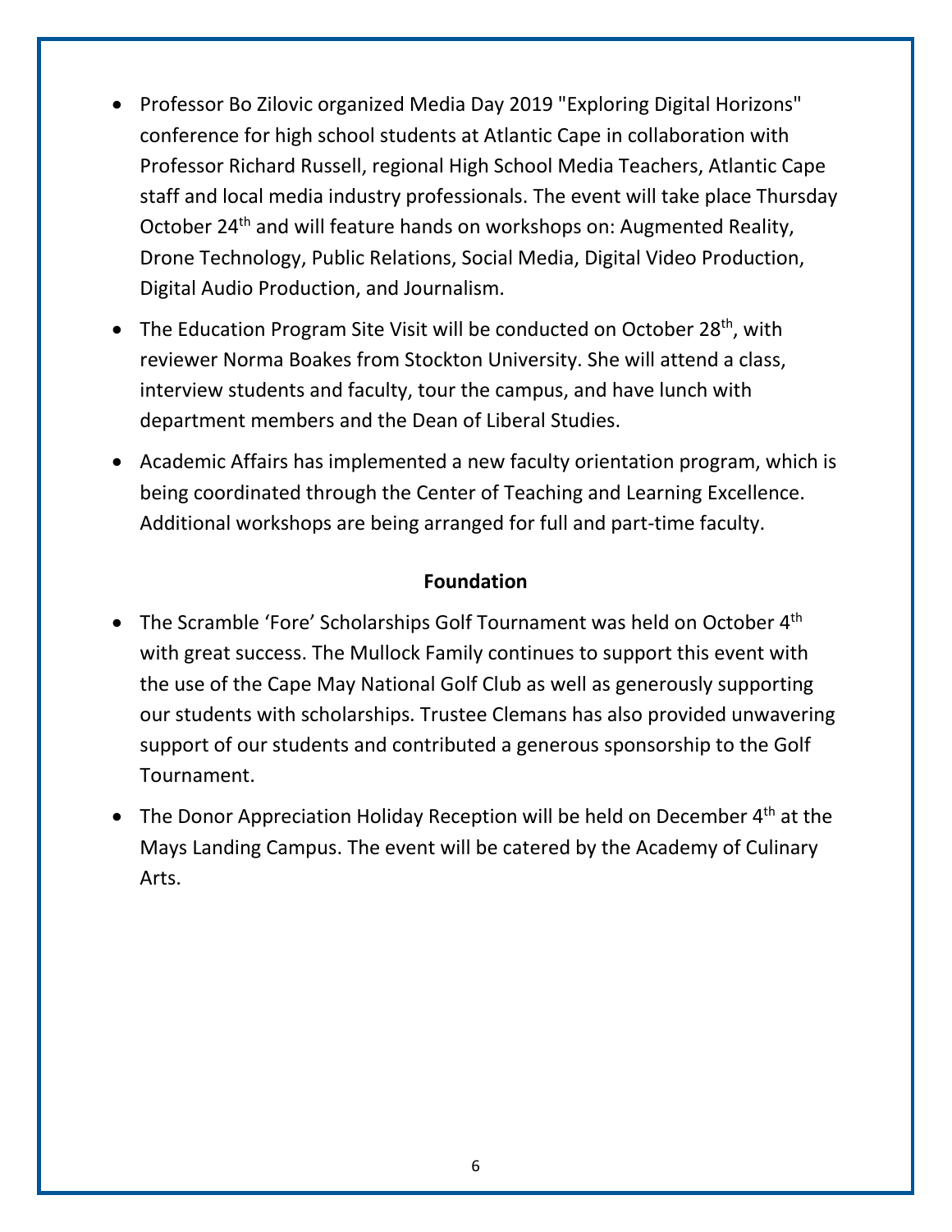- Professor Bo Zilovic organized Media Day 2019 "Exploring Digital Horizons" conference for high school students at Atlantic Cape in collaboration with Professor Richard Russell, regional High School Media Teachers, Atlantic Cape staff and local media industry professionals. The event will take place Thursday October 24th and will feature hands on workshops on: Augmented Reality, Drone Technology, Public Relations, Social Media, Digital Video Production, Digital Audio Production, and Journalism.
- The Education Program Site Visit will be conducted on October 28th, with reviewer Norma Boakes from Stockton University. She will attend a class, interview students and faculty, tour the campus, and have lunch with department members and the Dean of Liberal Studies.
- Academic Affairs has implemented a new faculty orientation program, which is being coordinated through the Center of Teaching and Learning Excellence. Additional workshops are being arranged for full and part-time faculty.

**Foundation**

- The Scramble 'Fore' Scholarships Golf Tournament was held on October 4th with great success. The Mullock Family continues to support this event with the use of the Cape May National Golf Club as well as generously supporting our students with scholarships. Trustee Clemans has also provided unwavering support of our students and contributed a generous sponsorship to the Golf Tournament.
- The Donor Appreciation Holiday Reception will be held on December 4th at the Mays Landing Campus. The event will be catered by the Academy of Culinary Arts.